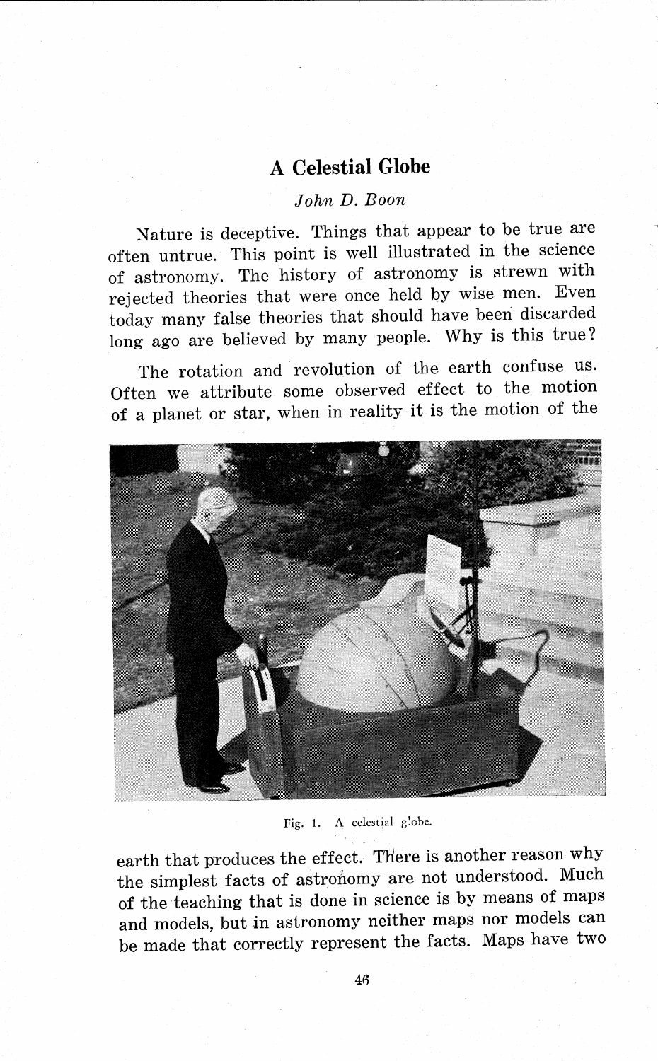# A Celestial Globe

*John D. Boon*

Nature is deceptive. Things that appear to be true are often untrue. This point is well illustrated in the science of astronomy. The history of astronomy is strewn with rejected theories that were once held by wise men. Even today many false theories that should have been discarded long ago are believed by many people. Why is this true?

The rotation and revolution of the earth confuse us. Often we attribute some observed effect to the motion of a planet or star, when in reality it is the motion of the earth that produces the effect. There is another reason why the simplest facts of astronomy are not understood. Much of the teaching that is done in science is by means of maps and models, but in astronomy neither maps nor models can be made that correctly represent the facts. Maps have two

Fig. 1. A celestial globe.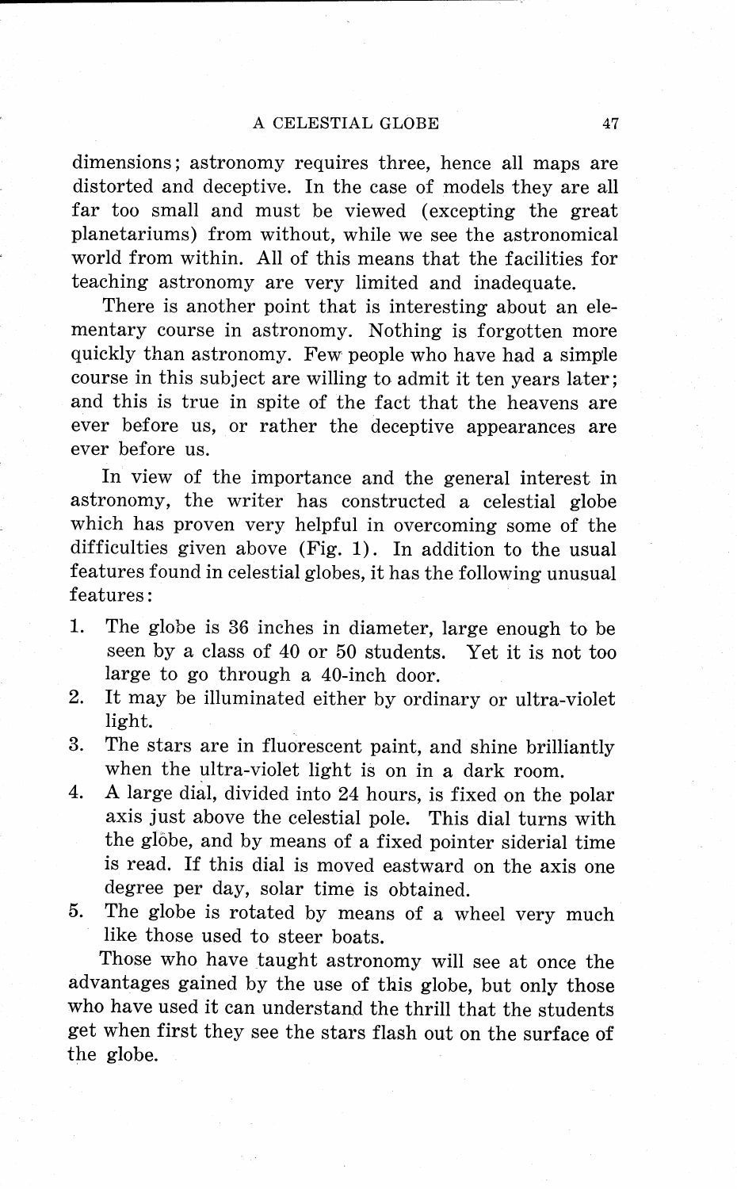dimensions; astronomy requires three, hence all maps are distorted and deceptive. In the case of models they are all far too small and must be viewed (excepting the great planetariums) from without, while we see the astronomical world from within. All of this means that the facilities for teaching astronomy are very limited and inadequate.

There is another point that is interesting about an elementary course in astronomy. Nothing is forgotten more quickly than astronomy. Few people who have had a simple course in this subject are willing to admit it ten years later; and this is true in spite of the fact that the heavens are ever before us, or rather the deceptive appearances are ever before us.

In view of the importance and the general interest in astronomy, the writer has constructed a celestial globe which has proven very helpful in overcoming some of the difficulties given above (Fig. 1). In addition to the usual features found in celestial globes, it has the following unusual features:

1. The globe is 36 inches in diameter, large enough to be seen by a class of 40 or 50 students. Yet it is not too large to go through a 40-inch door.
2. It may be illuminated either by ordinary or ultra-violet light.
3. The stars are in fluorescent paint, and shine brilliantly when the ultra-violet light is on in a dark room.
4. A large dial, divided into 24 hours, is fixed on the polar axis just above the celestial pole. This dial turns with the globe, and by means of a fixed pointer siderial time is read. If this dial is moved eastward on the axis one degree per day, solar time is obtained.
5. The globe is rotated by means of a wheel very much like those used to steer boats.

Those who have taught astronomy will see at once the advantages gained by the use of this globe, but only those who have used it can understand the thrill that the students get when first they see the stars flash out on the surface of the globe.